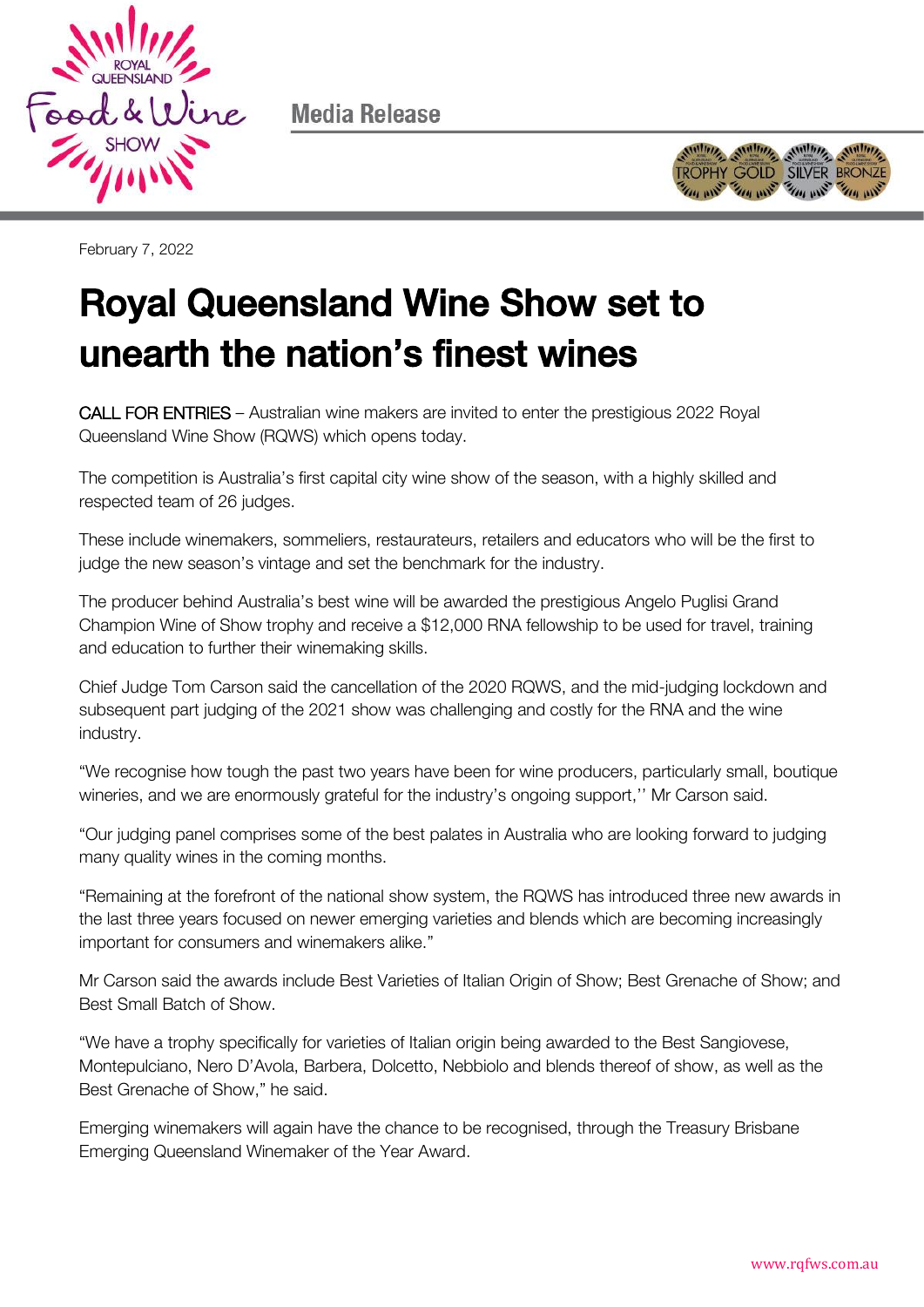Media Release

February 7, 2022

# Royal Queensland Wine Show set to unearth the nation's finest wines

CALL FOR ENTRIES – Australian wine makers are invited to enter the prestigious 2022 Royal Queensland Wine Show (RQWS) which opens today.

The competition is Australia's first capital city wine show of the season, with a highly skilled and respected team of 26 judges.

These include winemakers, sommeliers, restaurateurs, retailers and educators who will be the first to judge the new season's vintage and set the benchmark for the industry.

The producer behind Australia's best wine will be awarded the prestigious Angelo Puglisi Grand Champion Wine of Show trophy and receive a $12,000 RNA fellowship to be used for travel, training and education to further their winemaking skills.

Chief Judge Tom Carson said the cancellation of the 2020 RQWS, and the mid-judging lockdown and subsequent part judging of the 2021 show was challenging and costly for the RNA and the wine industry.

"We recognise how tough the past two years have been for wine producers, particularly small, boutique wineries, and we are enormously grateful for the industry's ongoing support,'' Mr Carson said.

"Our judging panel comprises some of the best palates in Australia who are looking forward to judging many quality wines in the coming months.

"Remaining at the forefront of the national show system, the RQWS has introduced three new awards in the last three years focused on newer emerging varieties and blends which are becoming increasingly important for consumers and winemakers alike."

Mr Carson said the awards include Best Varieties of Italian Origin of Show; Best Grenache of Show; and Best Small Batch of Show.

"We have a trophy specifically for varieties of Italian origin being awarded to the Best Sangiovese, Montepulciano, Nero D'Avola, Barbera, Dolcetto, Nebbiolo and blends thereof of show, as well as the Best Grenache of Show," he said.

Emerging winemakers will again have the chance to be recognised, through the Treasury Brisbane Emerging Queensland Winemaker of the Year Award.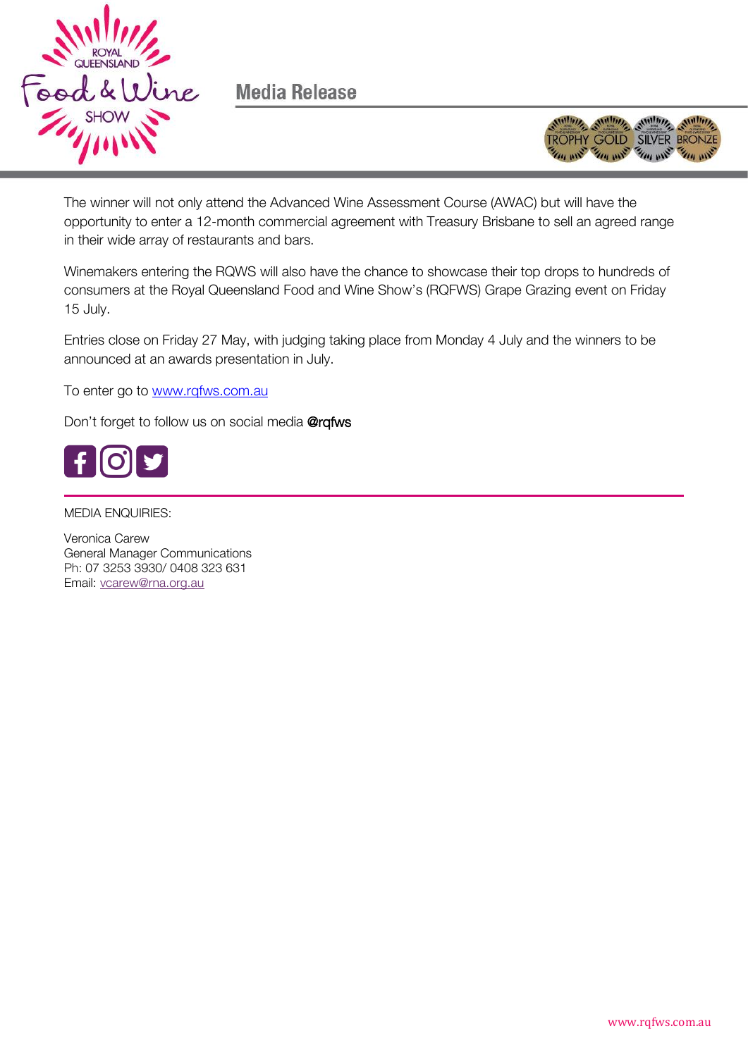The winner will not only attend the Advanced Wine Assessment Course (AWAC) but will have the opportunity to enter a 12-month commercial agreement with Treasury Brisbane to sell an agreed range in their wide array of restaurants and bars.

Winemakers entering the RQWS will also have the chance to showcase their top drops to hundreds of consumers at the Royal Queensland Food and Wine Show's (RQFWS) Grape Grazing event on Friday 15 July.

Entries close on Friday 27 May, with judging taking place from Monday 4 July and the winners to be announced at an awards presentation in July.

To enter go to [www.rqfws.com.au](http://www.rqfws.com.au)

Don't forget to follow us on social media **@rqfws**

MEDIA ENQUIRIES:

Veronica Carew
General Manager Communications
Ph: 07 3253 3930/ 0408 323 631
Email: [vcarew@rna.org.au](mailto:vcarew@rna.org.au)